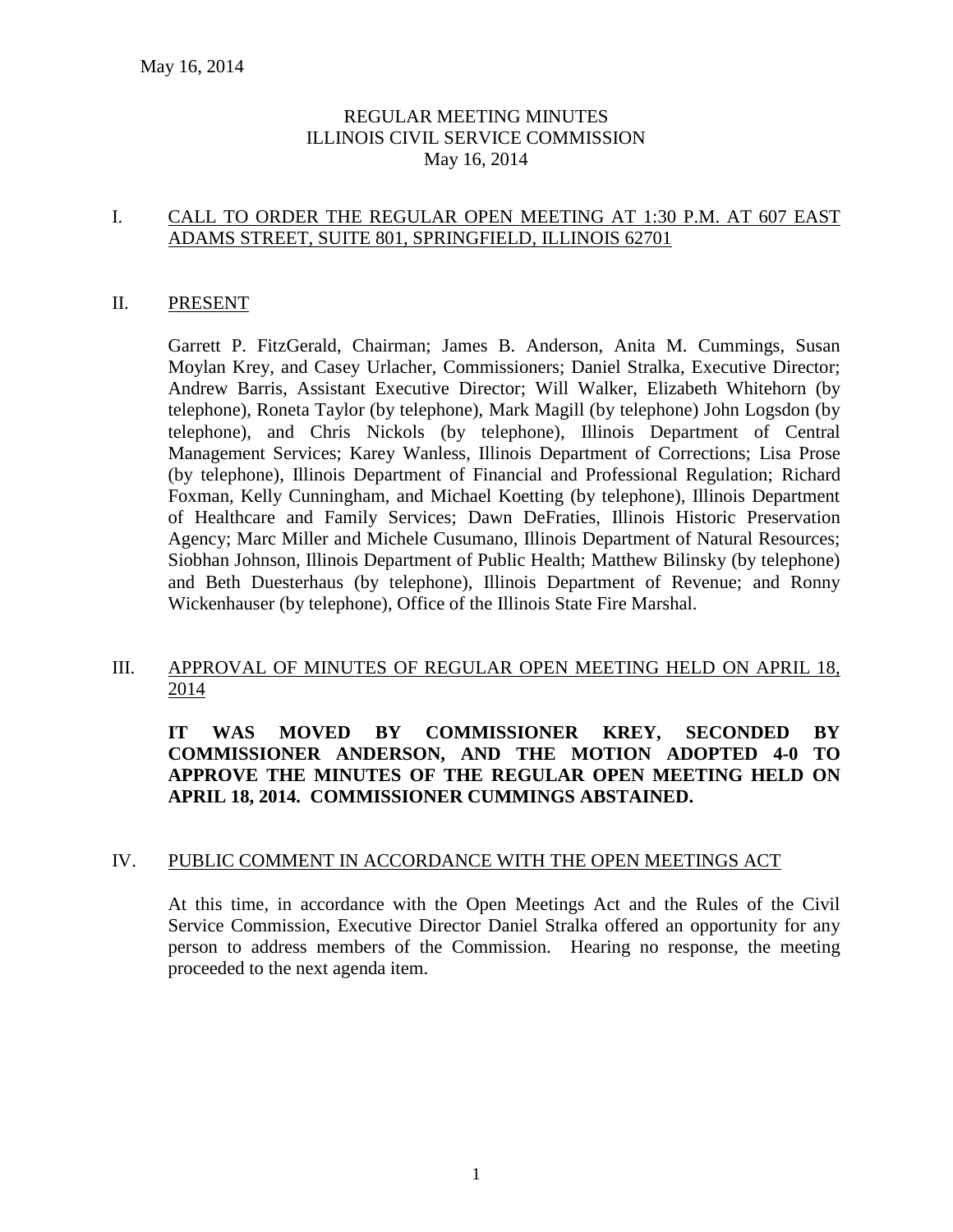REGULAR MEETING MINUTES
ILLINOIS CIVIL SERVICE COMMISSION
May 16, 2014

## I. CALL TO ORDER THE REGULAR OPEN MEETING AT 1:30 P.M. AT 607 EAST ADAMS STREET, SUITE 801, SPRINGFIELD, ILLINOIS 62701

## II. PRESENT

Garrett P. FitzGerald, Chairman; James B. Anderson, Anita M. Cummings, Susan Moylan Krey, and Casey Urlacher, Commissioners; Daniel Stralka, Executive Director; Andrew Barris, Assistant Executive Director; Will Walker, Elizabeth Whitehorn (by telephone), Roneta Taylor (by telephone), Mark Magill (by telephone) John Logsdon (by telephone), and Chris Nickols (by telephone), Illinois Department of Central Management Services; Karey Wanless, Illinois Department of Corrections; Lisa Prose (by telephone), Illinois Department of Financial and Professional Regulation; Richard Foxman, Kelly Cunningham, and Michael Koetting (by telephone), Illinois Department of Healthcare and Family Services; Dawn DeFraties, Illinois Historic Preservation Agency; Marc Miller and Michele Cusumano, Illinois Department of Natural Resources; Siobhan Johnson, Illinois Department of Public Health; Matthew Bilinsky (by telephone) and Beth Duesterhaus (by telephone), Illinois Department of Revenue; and Ronny Wickenhauser (by telephone), Office of the Illinois State Fire Marshal.

## III. APPROVAL OF MINUTES OF REGULAR OPEN MEETING HELD ON APRIL 18, 2014

**IT WAS MOVED BY COMMISSIONER KREY, SECONDED BY COMMISSIONER ANDERSON, AND THE MOTION ADOPTED 4-0 TO APPROVE THE MINUTES OF THE REGULAR OPEN MEETING HELD ON APRIL 18, 2014. COMMISSIONER CUMMINGS ABSTAINED.**

## IV. PUBLIC COMMENT IN ACCORDANCE WITH THE OPEN MEETINGS ACT

At this time, in accordance with the Open Meetings Act and the Rules of the Civil Service Commission, Executive Director Daniel Stralka offered an opportunity for any person to address members of the Commission. Hearing no response, the meeting proceeded to the next agenda item.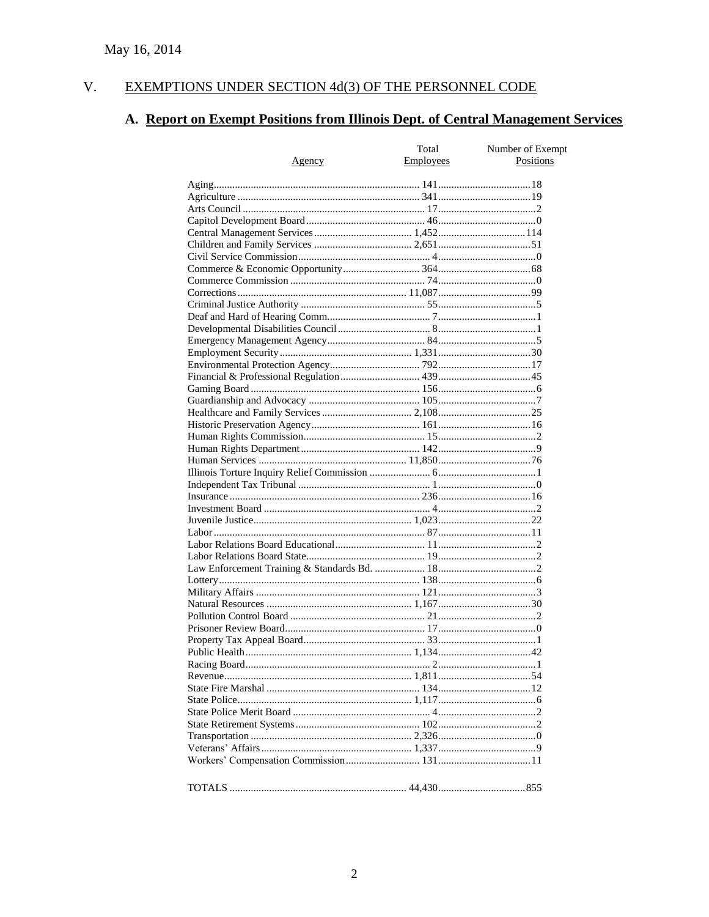May 16, 2014

## V. EXEMPTIONS UNDER SECTION 4d(3) OF THE PERSONNEL CODE

### A. Report on Exempt Positions from Illinois Dept. of Central Management Services

| Agency | Total Employees | Number of Exempt Positions |
|---|---|---|
| Aging | 141 | 18 |
| Agriculture | 341 | 19 |
| Arts Council | 17 | 2 |
| Capitol Development Board | 46 | 0 |
| Central Management Services | 1,452 | 114 |
| Children and Family Services | 2,651 | 51 |
| Civil Service Commission | 4 | 0 |
| Commerce & Economic Opportunity | 364 | 68 |
| Commerce Commission | 74 | 0 |
| Corrections | 11,087 | 99 |
| Criminal Justice Authority | 55 | 5 |
| Deaf and Hard of Hearing Comm. | 7 | 1 |
| Developmental Disabilities Council | 8 | 1 |
| Emergency Management Agency | 84 | 5 |
| Employment Security | 1,331 | 30 |
| Environmental Protection Agency | 792 | 17 |
| Financial & Professional Regulation | 439 | 45 |
| Gaming Board | 156 | 6 |
| Guardianship and Advocacy | 105 | 7 |
| Healthcare and Family Services | 2,108 | 25 |
| Historic Preservation Agency | 161 | 16 |
| Human Rights Commission | 15 | 2 |
| Human Rights Department | 142 | 9 |
| Human Services | 11,850 | 76 |
| Illinois Torture Inquiry Relief Commission | 6 | 1 |
| Independent Tax Tribunal | 1 | 0 |
| Insurance | 236 | 16 |
| Investment Board | 4 | 2 |
| Juvenile Justice | 1,023 | 22 |
| Labor | 87 | 11 |
| Labor Relations Board Educational | 11 | 2 |
| Labor Relations Board State | 19 | 2 |
| Law Enforcement Training & Standards Bd. | 18 | 2 |
| Lottery | 138 | 6 |
| Military Affairs | 121 | 3 |
| Natural Resources | 1,167 | 30 |
| Pollution Control Board | 21 | 2 |
| Prisoner Review Board | 17 | 0 |
| Property Tax Appeal Board | 33 | 1 |
| Public Health | 1,134 | 42 |
| Racing Board | 2 | 1 |
| Revenue | 1,811 | 54 |
| State Fire Marshal | 134 | 12 |
| State Police | 1,117 | 6 |
| State Police Merit Board | 4 | 2 |
| State Retirement Systems | 102 | 2 |
| Transportation | 2,326 | 0 |
| Veterans' Affairs | 1,337 | 9 |
| Workers' Compensation Commission | 131 | 11 |
| TOTALS | 44,430 | 855 |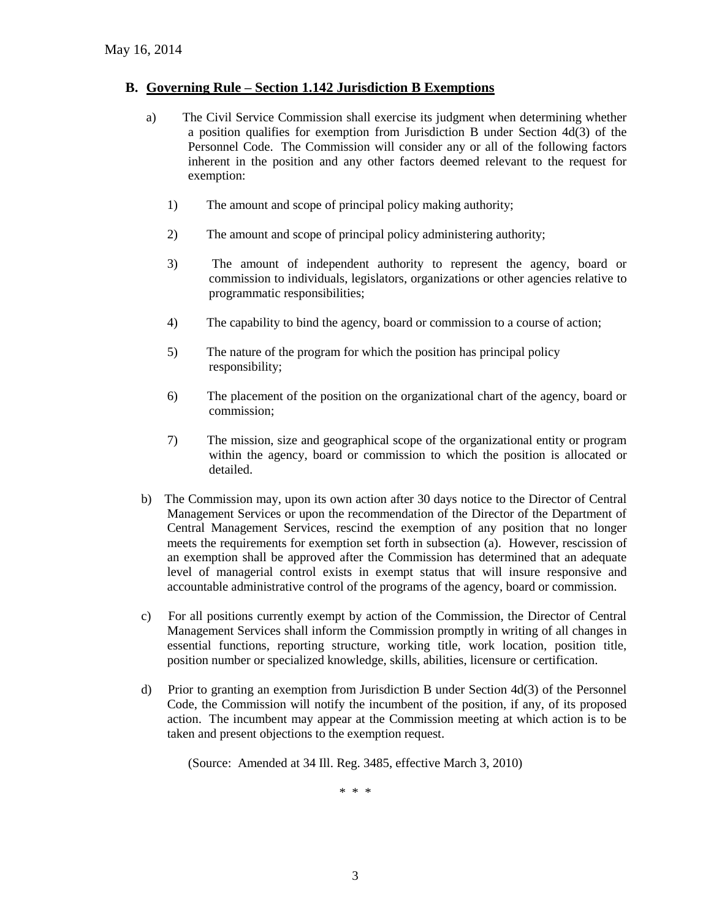## B. Governing Rule – Section 1.142 Jurisdiction B Exemptions

a) The Civil Service Commission shall exercise its judgment when determining whether a position qualifies for exemption from Jurisdiction B under Section 4d(3) of the Personnel Code. The Commission will consider any or all of the following factors inherent in the position and any other factors deemed relevant to the request for exemption:

1) The amount and scope of principal policy making authority;

2) The amount and scope of principal policy administering authority;

3) The amount of independent authority to represent the agency, board or commission to individuals, legislators, organizations or other agencies relative to programmatic responsibilities;

4) The capability to bind the agency, board or commission to a course of action;

5) The nature of the program for which the position has principal policy responsibility;

6) The placement of the position on the organizational chart of the agency, board or commission;

7) The mission, size and geographical scope of the organizational entity or program within the agency, board or commission to which the position is allocated or detailed.

b) The Commission may, upon its own action after 30 days notice to the Director of Central Management Services or upon the recommendation of the Director of the Department of Central Management Services, rescind the exemption of any position that no longer meets the requirements for exemption set forth in subsection (a). However, rescission of an exemption shall be approved after the Commission has determined that an adequate level of managerial control exists in exempt status that will insure responsive and accountable administrative control of the programs of the agency, board or commission.

c) For all positions currently exempt by action of the Commission, the Director of Central Management Services shall inform the Commission promptly in writing of all changes in essential functions, reporting structure, working title, work location, position title, position number or specialized knowledge, skills, abilities, licensure or certification.

d) Prior to granting an exemption from Jurisdiction B under Section 4d(3) of the Personnel Code, the Commission will notify the incumbent of the position, if any, of its proposed action. The incumbent may appear at the Commission meeting at which action is to be taken and present objections to the exemption request.

(Source: Amended at 34 Ill. Reg. 3485, effective March 3, 2010)

\* \* \*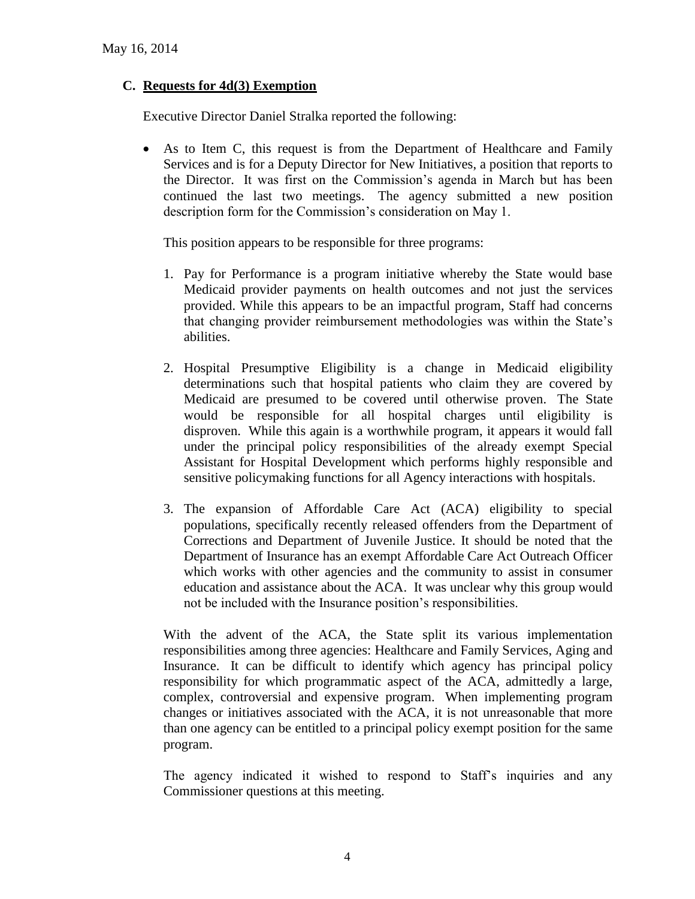May 16, 2014

### C. Requests for 4d(3) Exemption

Executive Director Daniel Stralka reported the following:

- As to Item C, this request is from the Department of Healthcare and Family Services and is for a Deputy Director for New Initiatives, a position that reports to the Director. It was first on the Commission's agenda in March but has been continued the last two meetings. The agency submitted a new position description form for the Commission's consideration on May 1.

  This position appears to be responsible for three programs:

  1. Pay for Performance is a program initiative whereby the State would base Medicaid provider payments on health outcomes and not just the services provided. While this appears to be an impactful program, Staff had concerns that changing provider reimbursement methodologies was within the State's abilities.

  2. Hospital Presumptive Eligibility is a change in Medicaid eligibility determinations such that hospital patients who claim they are covered by Medicaid are presumed to be covered until otherwise proven. The State would be responsible for all hospital charges until eligibility is disproven. While this again is a worthwhile program, it appears it would fall under the principal policy responsibilities of the already exempt Special Assistant for Hospital Development which performs highly responsible and sensitive policymaking functions for all Agency interactions with hospitals.

  3. The expansion of Affordable Care Act (ACA) eligibility to special populations, specifically recently released offenders from the Department of Corrections and Department of Juvenile Justice. It should be noted that the Department of Insurance has an exempt Affordable Care Act Outreach Officer which works with other agencies and the community to assist in consumer education and assistance about the ACA. It was unclear why this group would not be included with the Insurance position's responsibilities.

  With the advent of the ACA, the State split its various implementation responsibilities among three agencies: Healthcare and Family Services, Aging and Insurance. It can be difficult to identify which agency has principal policy responsibility for which programmatic aspect of the ACA, admittedly a large, complex, controversial and expensive program. When implementing program changes or initiatives associated with the ACA, it is not unreasonable that more than one agency can be entitled to a principal policy exempt position for the same program.

  The agency indicated it wished to respond to Staff's inquiries and any Commissioner questions at this meeting.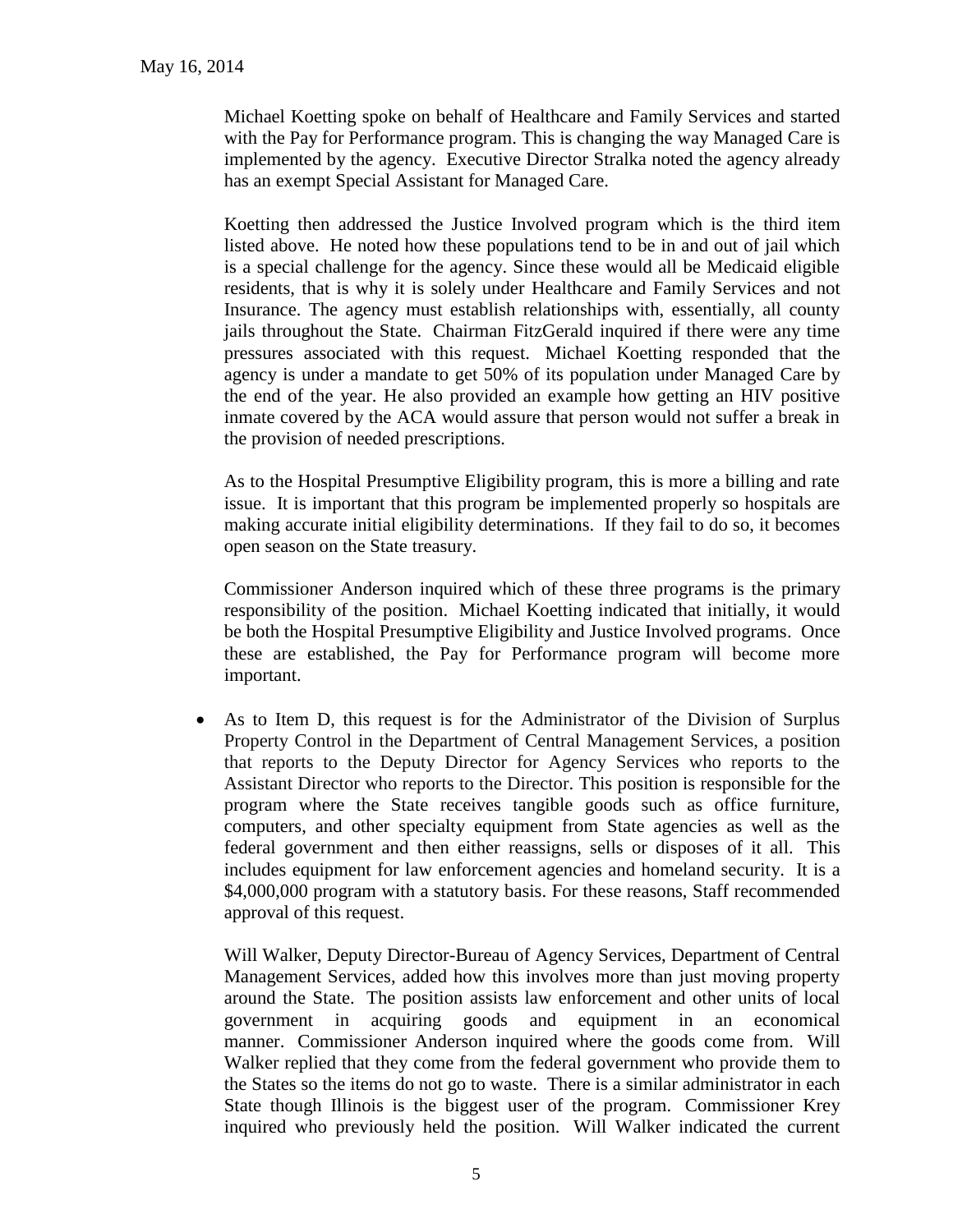Michael Koetting spoke on behalf of Healthcare and Family Services and started with the Pay for Performance program. This is changing the way Managed Care is implemented by the agency. Executive Director Stralka noted the agency already has an exempt Special Assistant for Managed Care.

Koetting then addressed the Justice Involved program which is the third item listed above. He noted how these populations tend to be in and out of jail which is a special challenge for the agency. Since these would all be Medicaid eligible residents, that is why it is solely under Healthcare and Family Services and not Insurance. The agency must establish relationships with, essentially, all county jails throughout the State. Chairman FitzGerald inquired if there were any time pressures associated with this request. Michael Koetting responded that the agency is under a mandate to get 50% of its population under Managed Care by the end of the year. He also provided an example how getting an HIV positive inmate covered by the ACA would assure that person would not suffer a break in the provision of needed prescriptions.

As to the Hospital Presumptive Eligibility program, this is more a billing and rate issue. It is important that this program be implemented properly so hospitals are making accurate initial eligibility determinations. If they fail to do so, it becomes open season on the State treasury.

Commissioner Anderson inquired which of these three programs is the primary responsibility of the position. Michael Koetting indicated that initially, it would be both the Hospital Presumptive Eligibility and Justice Involved programs. Once these are established, the Pay for Performance program will become more important.

- As to Item D, this request is for the Administrator of the Division of Surplus Property Control in the Department of Central Management Services, a position that reports to the Deputy Director for Agency Services who reports to the Assistant Director who reports to the Director. This position is responsible for the program where the State receives tangible goods such as office furniture, computers, and other specialty equipment from State agencies as well as the federal government and then either reassigns, sells or disposes of it all. This includes equipment for law enforcement agencies and homeland security. It is a $4,000,000 program with a statutory basis. For these reasons, Staff recommended approval of this request.

  Will Walker, Deputy Director-Bureau of Agency Services, Department of Central Management Services, added how this involves more than just moving property around the State. The position assists law enforcement and other units of local government in acquiring goods and equipment in an economical manner. Commissioner Anderson inquired where the goods come from. Will Walker replied that they come from the federal government who provide them to the States so the items do not go to waste. There is a similar administrator in each State though Illinois is the biggest user of the program. Commissioner Krey inquired who previously held the position. Will Walker indicated the current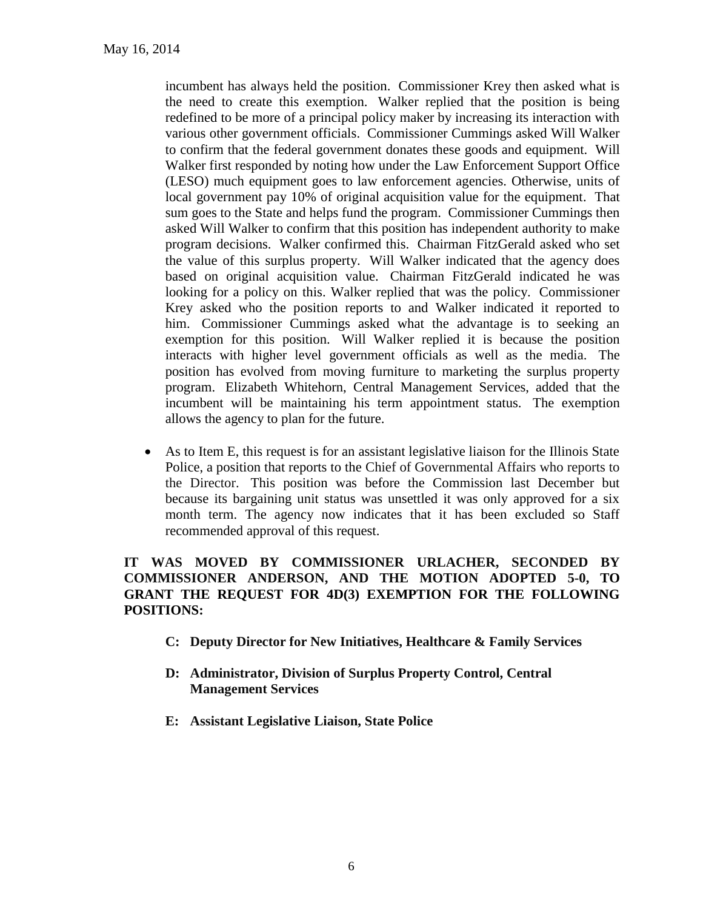incumbent has always held the position. Commissioner Krey then asked what is the need to create this exemption. Walker replied that the position is being redefined to be more of a principal policy maker by increasing its interaction with various other government officials. Commissioner Cummings asked Will Walker to confirm that the federal government donates these goods and equipment. Will Walker first responded by noting how under the Law Enforcement Support Office (LESO) much equipment goes to law enforcement agencies. Otherwise, units of local government pay 10% of original acquisition value for the equipment. That sum goes to the State and helps fund the program. Commissioner Cummings then asked Will Walker to confirm that this position has independent authority to make program decisions. Walker confirmed this. Chairman FitzGerald asked who set the value of this surplus property. Will Walker indicated that the agency does based on original acquisition value. Chairman FitzGerald indicated he was looking for a policy on this. Walker replied that was the policy. Commissioner Krey asked who the position reports to and Walker indicated it reported to him. Commissioner Cummings asked what the advantage is to seeking an exemption for this position. Will Walker replied it is because the position interacts with higher level government officials as well as the media. The position has evolved from moving furniture to marketing the surplus property program. Elizabeth Whitehorn, Central Management Services, added that the incumbent will be maintaining his term appointment status. The exemption allows the agency to plan for the future.

- As to Item E, this request is for an assistant legislative liaison for the Illinois State Police, a position that reports to the Chief of Governmental Affairs who reports to the Director. This position was before the Commission last December but because its bargaining unit status was unsettled it was only approved for a six month term. The agency now indicates that it has been excluded so Staff recommended approval of this request.

**IT WAS MOVED BY COMMISSIONER URLACHER, SECONDED BY COMMISSIONER ANDERSON, AND THE MOTION ADOPTED 5-0, TO GRANT THE REQUEST FOR 4D(3) EXEMPTION FOR THE FOLLOWING POSITIONS:**

**C: Deputy Director for New Initiatives, Healthcare & Family Services**

**D: Administrator, Division of Surplus Property Control, Central Management Services**

**E: Assistant Legislative Liaison, State Police**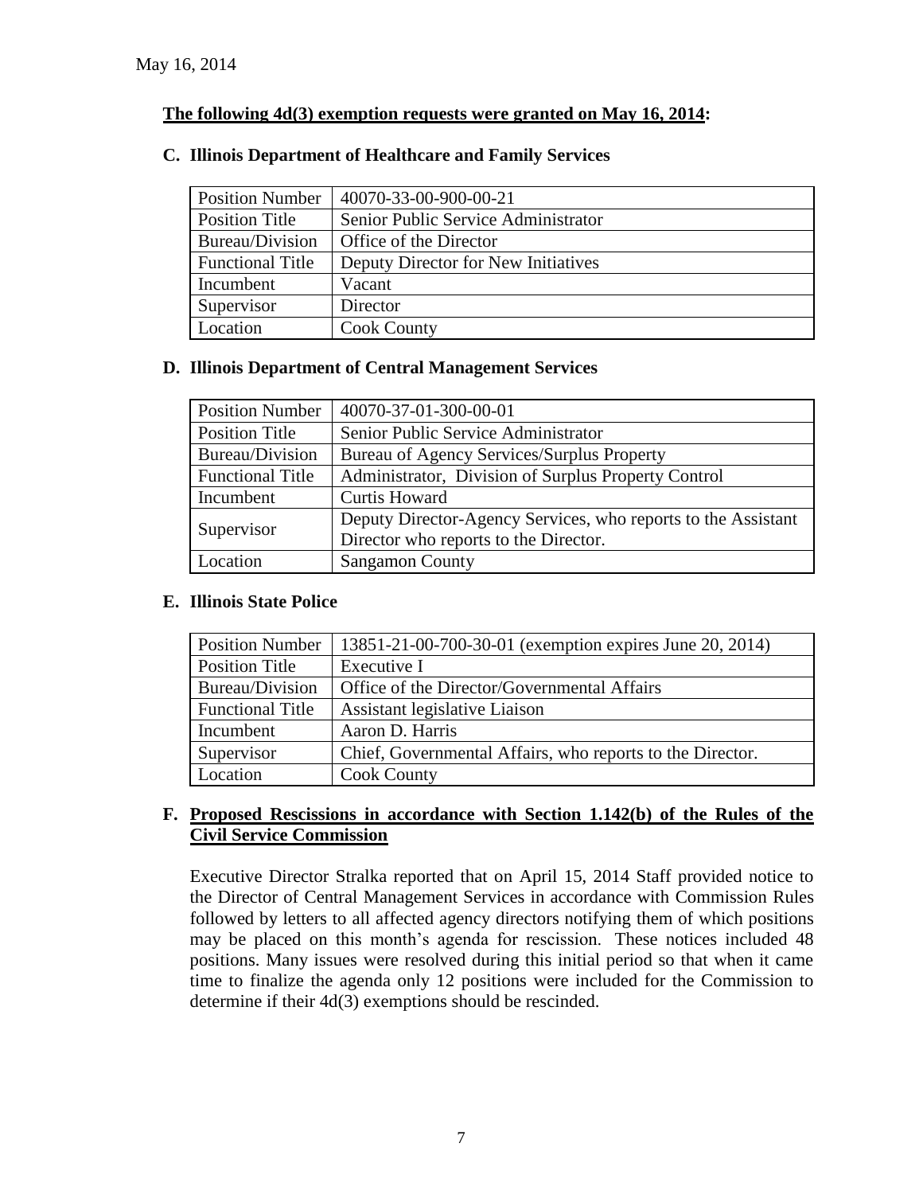May 16, 2014

**<u>The following 4d(3) exemption requests were granted on May 16, 2014</u>:**

### C. Illinois Department of Healthcare and Family Services

| Position Number | 40070-33-00-900-00-21 |
|---|---|
| Position Title | Senior Public Service Administrator |
| Bureau/Division | Office of the Director |
| Functional Title | Deputy Director for New Initiatives |
| Incumbent | Vacant |
| Supervisor | Director |
| Location | Cook County |

### D. Illinois Department of Central Management Services

| Position Number | 40070-37-01-300-00-01 |
|---|---|
| Position Title | Senior Public Service Administrator |
| Bureau/Division | Bureau of Agency Services/Surplus Property |
| Functional Title | Administrator, Division of Surplus Property Control |
| Incumbent | Curtis Howard |
| Supervisor | Deputy Director-Agency Services, who reports to the Assistant Director who reports to the Director. |
| Location | Sangamon County |

### E. Illinois State Police

| Position Number | 13851-21-00-700-30-01 (exemption expires June 20, 2014) |
|---|---|
| Position Title | Executive I |
| Bureau/Division | Office of the Director/Governmental Affairs |
| Functional Title | Assistant legislative Liaison |
| Incumbent | Aaron D. Harris |
| Supervisor | Chief, Governmental Affairs, who reports to the Director. |
| Location | Cook County |

### F. <u>Proposed Rescissions in accordance with Section 1.142(b) of the Rules of the Civil Service Commission</u>

Executive Director Stralka reported that on April 15, 2014 Staff provided notice to the Director of Central Management Services in accordance with Commission Rules followed by letters to all affected agency directors notifying them of which positions may be placed on this month's agenda for rescission. These notices included 48 positions. Many issues were resolved during this initial period so that when it came time to finalize the agenda only 12 positions were included for the Commission to determine if their 4d(3) exemptions should be rescinded.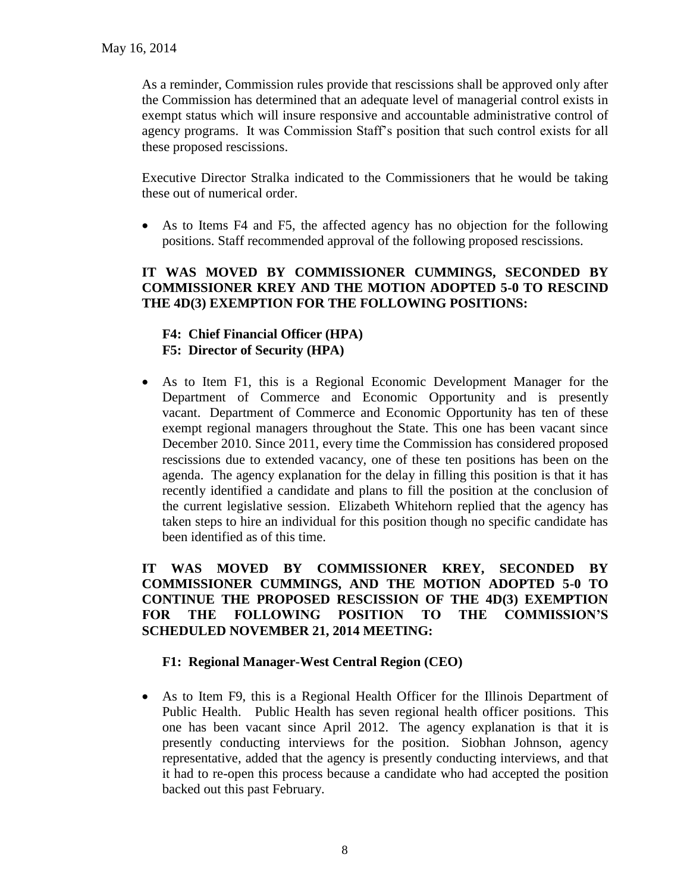As a reminder, Commission rules provide that rescissions shall be approved only after the Commission has determined that an adequate level of managerial control exists in exempt status which will insure responsive and accountable administrative control of agency programs. It was Commission Staff's position that such control exists for all these proposed rescissions.

Executive Director Stralka indicated to the Commissioners that he would be taking these out of numerical order.

- As to Items F4 and F5, the affected agency has no objection for the following positions. Staff recommended approval of the following proposed rescissions.

**IT WAS MOVED BY COMMISSIONER CUMMINGS, SECONDED BY COMMISSIONER KREY AND THE MOTION ADOPTED 5-0 TO RESCIND THE 4D(3) EXEMPTION FOR THE FOLLOWING POSITIONS:**

**F4: Chief Financial Officer (HPA)**
**F5: Director of Security (HPA)**

- As to Item F1, this is a Regional Economic Development Manager for the Department of Commerce and Economic Opportunity and is presently vacant. Department of Commerce and Economic Opportunity has ten of these exempt regional managers throughout the State. This one has been vacant since December 2010. Since 2011, every time the Commission has considered proposed rescissions due to extended vacancy, one of these ten positions has been on the agenda. The agency explanation for the delay in filling this position is that it has recently identified a candidate and plans to fill the position at the conclusion of the current legislative session. Elizabeth Whitehorn replied that the agency has taken steps to hire an individual for this position though no specific candidate has been identified as of this time.

**IT WAS MOVED BY COMMISSIONER KREY, SECONDED BY COMMISSIONER CUMMINGS, AND THE MOTION ADOPTED 5-0 TO CONTINUE THE PROPOSED RESCISSION OF THE 4D(3) EXEMPTION FOR THE FOLLOWING POSITION TO THE COMMISSION'S SCHEDULED NOVEMBER 21, 2014 MEETING:**

**F1: Regional Manager-West Central Region (CEO)**

- As to Item F9, this is a Regional Health Officer for the Illinois Department of Public Health. Public Health has seven regional health officer positions. This one has been vacant since April 2012. The agency explanation is that it is presently conducting interviews for the position. Siobhan Johnson, agency representative, added that the agency is presently conducting interviews, and that it had to re-open this process because a candidate who had accepted the position backed out this past February.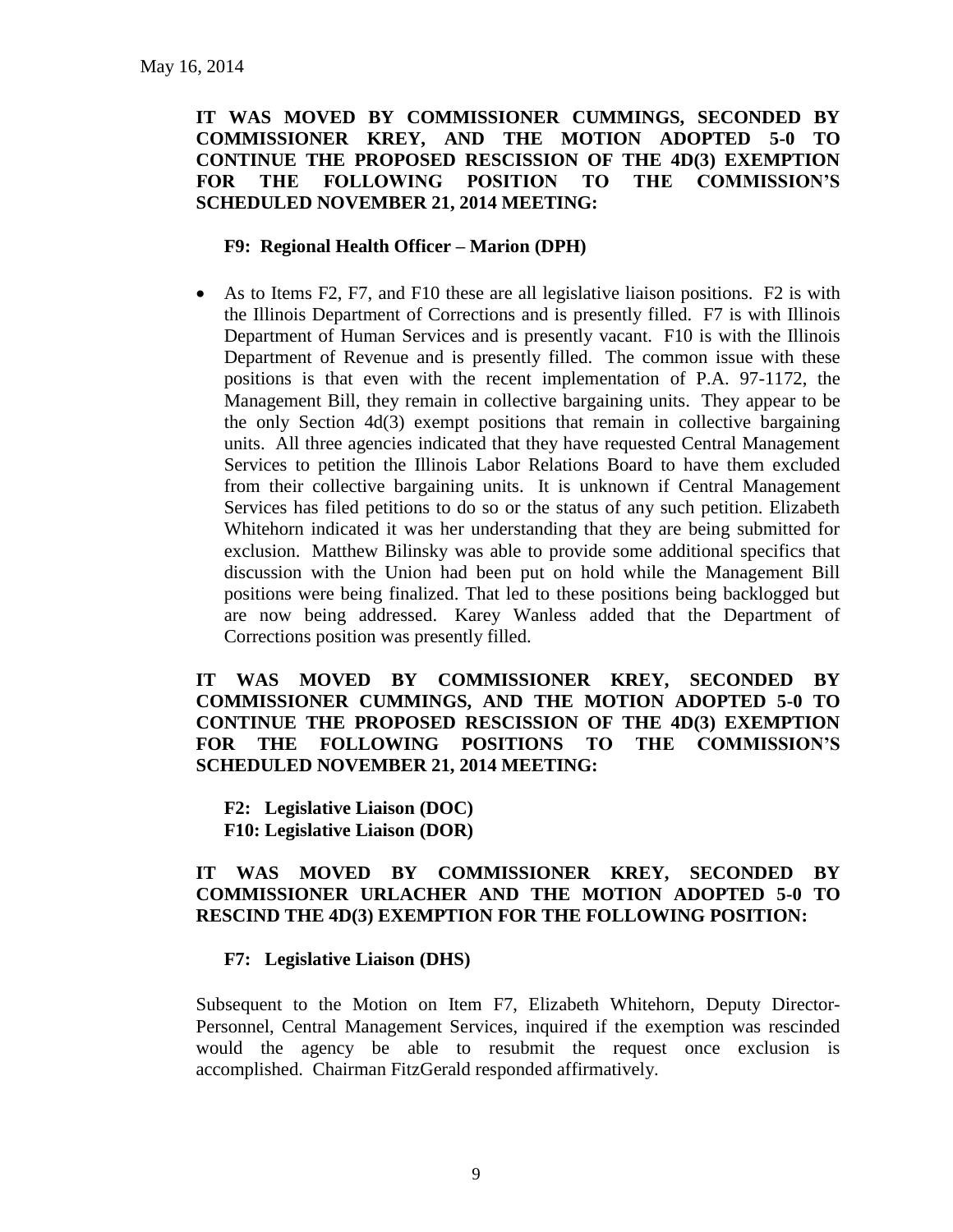**IT WAS MOVED BY COMMISSIONER CUMMINGS, SECONDED BY COMMISSIONER KREY, AND THE MOTION ADOPTED 5-0 TO CONTINUE THE PROPOSED RESCISSION OF THE 4D(3) EXEMPTION FOR THE FOLLOWING POSITION TO THE COMMISSION'S SCHEDULED NOVEMBER 21, 2014 MEETING:**

**F9: Regional Health Officer – Marion (DPH)**

- As to Items F2, F7, and F10 these are all legislative liaison positions. F2 is with the Illinois Department of Corrections and is presently filled. F7 is with Illinois Department of Human Services and is presently vacant. F10 is with the Illinois Department of Revenue and is presently filled. The common issue with these positions is that even with the recent implementation of P.A. 97-1172, the Management Bill, they remain in collective bargaining units. They appear to be the only Section 4d(3) exempt positions that remain in collective bargaining units. All three agencies indicated that they have requested Central Management Services to petition the Illinois Labor Relations Board to have them excluded from their collective bargaining units. It is unknown if Central Management Services has filed petitions to do so or the status of any such petition. Elizabeth Whitehorn indicated it was her understanding that they are being submitted for exclusion. Matthew Bilinsky was able to provide some additional specifics that discussion with the Union had been put on hold while the Management Bill positions were being finalized. That led to these positions being backlogged but are now being addressed. Karey Wanless added that the Department of Corrections position was presently filled.

**IT WAS MOVED BY COMMISSIONER KREY, SECONDED BY COMMISSIONER CUMMINGS, AND THE MOTION ADOPTED 5-0 TO CONTINUE THE PROPOSED RESCISSION OF THE 4D(3) EXEMPTION FOR THE FOLLOWING POSITIONS TO THE COMMISSION'S SCHEDULED NOVEMBER 21, 2014 MEETING:**

**F2: Legislative Liaison (DOC)**
**F10: Legislative Liaison (DOR)**

**IT WAS MOVED BY COMMISSIONER KREY, SECONDED BY COMMISSIONER URLACHER AND THE MOTION ADOPTED 5-0 TO RESCIND THE 4D(3) EXEMPTION FOR THE FOLLOWING POSITION:**

**F7: Legislative Liaison (DHS)**

Subsequent to the Motion on Item F7, Elizabeth Whitehorn, Deputy Director-Personnel, Central Management Services, inquired if the exemption was rescinded would the agency be able to resubmit the request once exclusion is accomplished. Chairman FitzGerald responded affirmatively.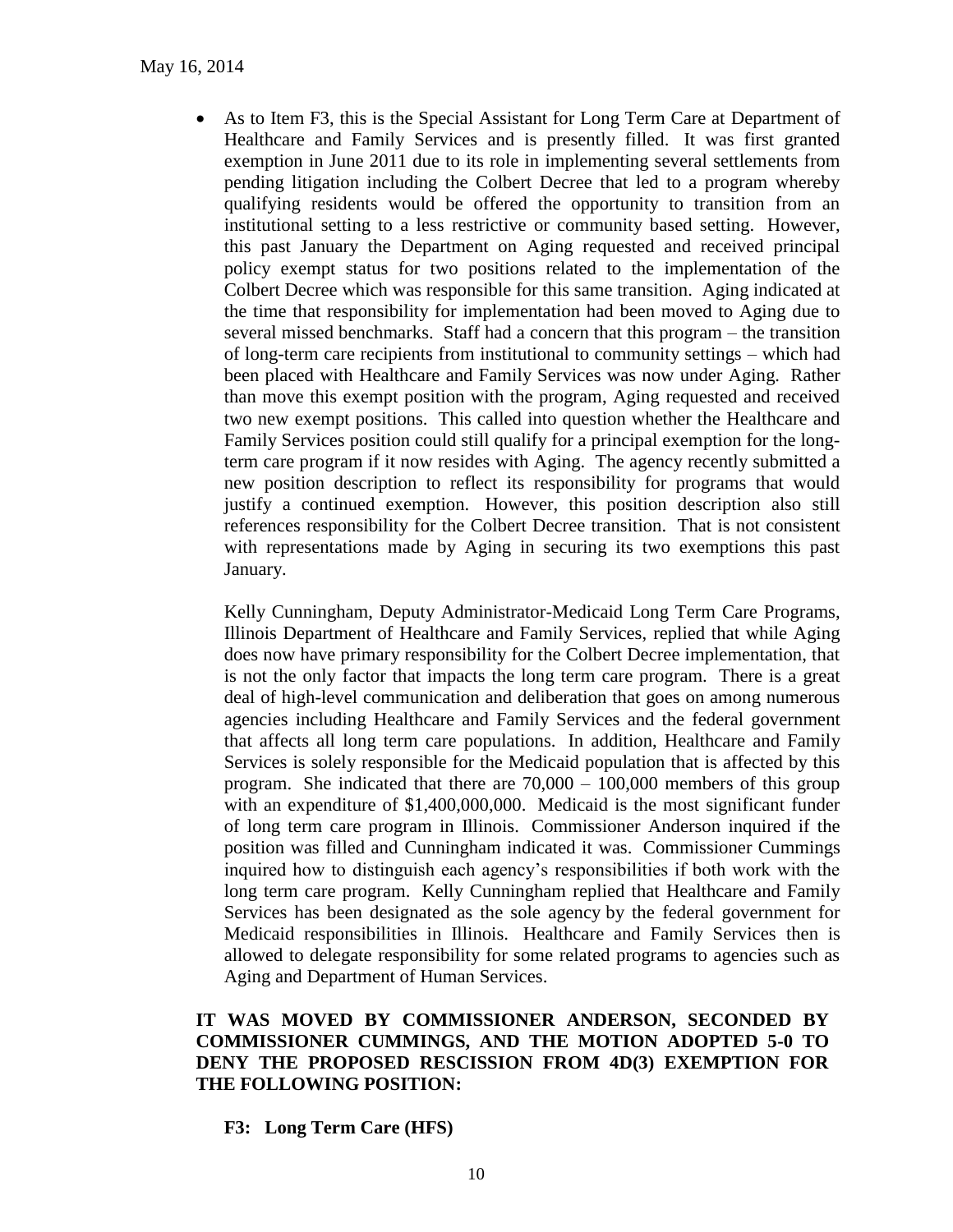- As to Item F3, this is the Special Assistant for Long Term Care at Department of Healthcare and Family Services and is presently filled. It was first granted exemption in June 2011 due to its role in implementing several settlements from pending litigation including the Colbert Decree that led to a program whereby qualifying residents would be offered the opportunity to transition from an institutional setting to a less restrictive or community based setting. However, this past January the Department on Aging requested and received principal policy exempt status for two positions related to the implementation of the Colbert Decree which was responsible for this same transition. Aging indicated at the time that responsibility for implementation had been moved to Aging due to several missed benchmarks. Staff had a concern that this program – the transition of long-term care recipients from institutional to community settings – which had been placed with Healthcare and Family Services was now under Aging. Rather than move this exempt position with the program, Aging requested and received two new exempt positions. This called into question whether the Healthcare and Family Services position could still qualify for a principal exemption for the long-term care program if it now resides with Aging. The agency recently submitted a new position description to reflect its responsibility for programs that would justify a continued exemption. However, this position description also still references responsibility for the Colbert Decree transition. That is not consistent with representations made by Aging in securing its two exemptions this past January.

  Kelly Cunningham, Deputy Administrator-Medicaid Long Term Care Programs, Illinois Department of Healthcare and Family Services, replied that while Aging does now have primary responsibility for the Colbert Decree implementation, that is not the only factor that impacts the long term care program. There is a great deal of high-level communication and deliberation that goes on among numerous agencies including Healthcare and Family Services and the federal government that affects all long term care populations. In addition, Healthcare and Family Services is solely responsible for the Medicaid population that is affected by this program. She indicated that there are 70,000 – 100,000 members of this group with an expenditure of $1,400,000,000. Medicaid is the most significant funder of long term care program in Illinois. Commissioner Anderson inquired if the position was filled and Cunningham indicated it was. Commissioner Cummings inquired how to distinguish each agency's responsibilities if both work with the long term care program. Kelly Cunningham replied that Healthcare and Family Services has been designated as the sole agency by the federal government for Medicaid responsibilities in Illinois. Healthcare and Family Services then is allowed to delegate responsibility for some related programs to agencies such as Aging and Department of Human Services.

**IT WAS MOVED BY COMMISSIONER ANDERSON, SECONDED BY COMMISSIONER CUMMINGS, AND THE MOTION ADOPTED 5-0 TO DENY THE PROPOSED RESCISSION FROM 4D(3) EXEMPTION FOR THE FOLLOWING POSITION:**

**F3: Long Term Care (HFS)**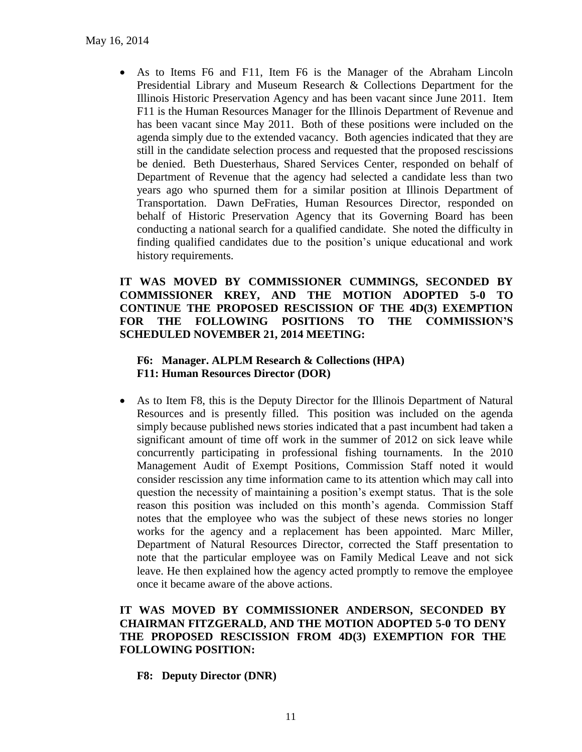- As to Items F6 and F11, Item F6 is the Manager of the Abraham Lincoln Presidential Library and Museum Research & Collections Department for the Illinois Historic Preservation Agency and has been vacant since June 2011. Item F11 is the Human Resources Manager for the Illinois Department of Revenue and has been vacant since May 2011. Both of these positions were included on the agenda simply due to the extended vacancy. Both agencies indicated that they are still in the candidate selection process and requested that the proposed rescissions be denied. Beth Duesterhaus, Shared Services Center, responded on behalf of Department of Revenue that the agency had selected a candidate less than two years ago who spurned them for a similar position at Illinois Department of Transportation. Dawn DeFraties, Human Resources Director, responded on behalf of Historic Preservation Agency that its Governing Board has been conducting a national search for a qualified candidate. She noted the difficulty in finding qualified candidates due to the position's unique educational and work history requirements.

**IT WAS MOVED BY COMMISSIONER CUMMINGS, SECONDED BY COMMISSIONER KREY, AND THE MOTION ADOPTED 5-0 TO CONTINUE THE PROPOSED RESCISSION OF THE 4D(3) EXEMPTION FOR THE FOLLOWING POSITIONS TO THE COMMISSION'S SCHEDULED NOVEMBER 21, 2014 MEETING:**

**F6: Manager. ALPLM Research & Collections (HPA)**
**F11: Human Resources Director (DOR)**

- As to Item F8, this is the Deputy Director for the Illinois Department of Natural Resources and is presently filled. This position was included on the agenda simply because published news stories indicated that a past incumbent had taken a significant amount of time off work in the summer of 2012 on sick leave while concurrently participating in professional fishing tournaments. In the 2010 Management Audit of Exempt Positions, Commission Staff noted it would consider rescission any time information came to its attention which may call into question the necessity of maintaining a position's exempt status. That is the sole reason this position was included on this month's agenda. Commission Staff notes that the employee who was the subject of these news stories no longer works for the agency and a replacement has been appointed. Marc Miller, Department of Natural Resources Director, corrected the Staff presentation to note that the particular employee was on Family Medical Leave and not sick leave. He then explained how the agency acted promptly to remove the employee once it became aware of the above actions.

**IT WAS MOVED BY COMMISSIONER ANDERSON, SECONDED BY CHAIRMAN FITZGERALD, AND THE MOTION ADOPTED 5-0 TO DENY THE PROPOSED RESCISSION FROM 4D(3) EXEMPTION FOR THE FOLLOWING POSITION:**

**F8: Deputy Director (DNR)**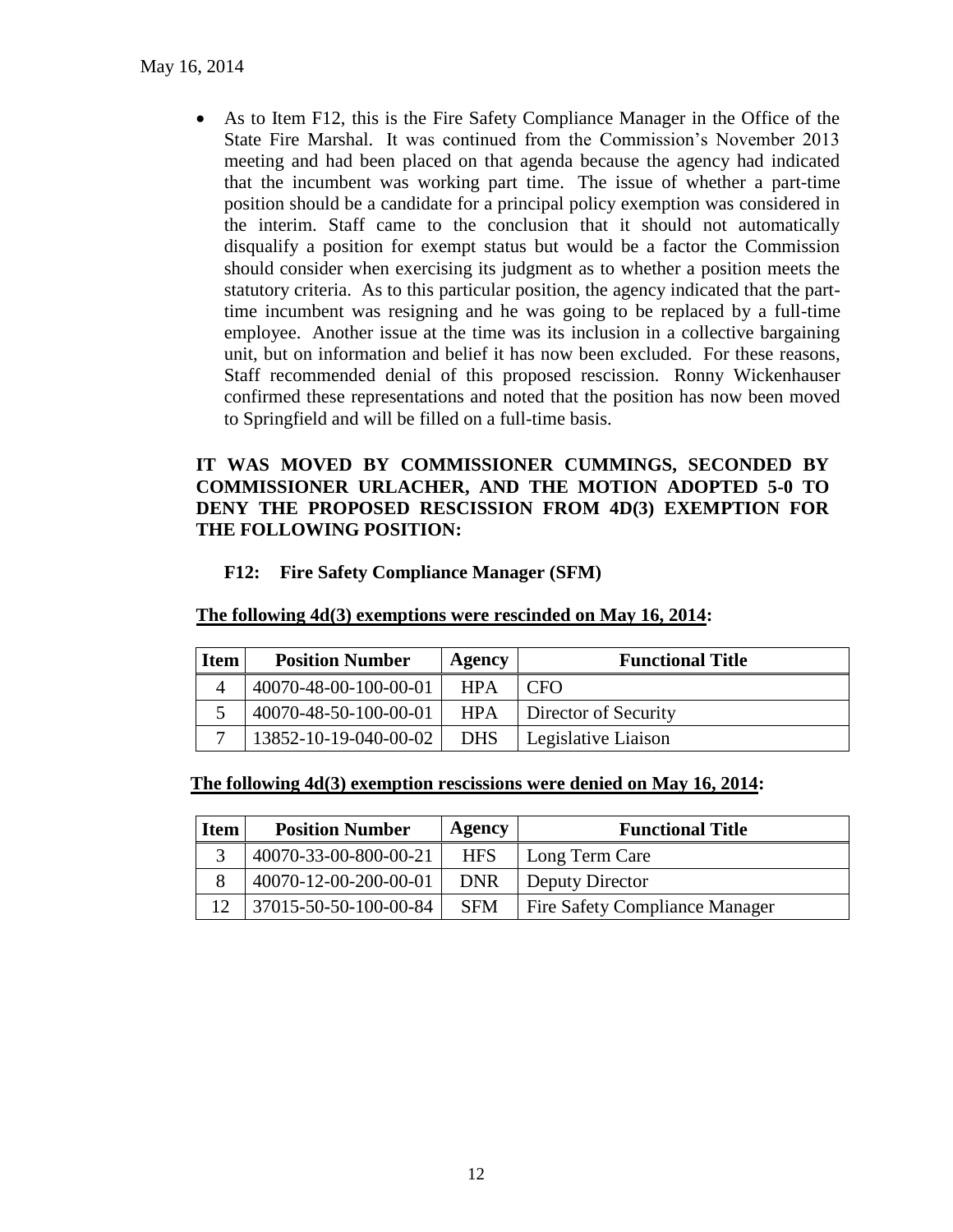May 16, 2014

- As to Item F12, this is the Fire Safety Compliance Manager in the Office of the State Fire Marshal. It was continued from the Commission's November 2013 meeting and had been placed on that agenda because the agency had indicated that the incumbent was working part time. The issue of whether a part-time position should be a candidate for a principal policy exemption was considered in the interim. Staff came to the conclusion that it should not automatically disqualify a position for exempt status but would be a factor the Commission should consider when exercising its judgment as to whether a position meets the statutory criteria. As to this particular position, the agency indicated that the part-time incumbent was resigning and he was going to be replaced by a full-time employee. Another issue at the time was its inclusion in a collective bargaining unit, but on information and belief it has now been excluded. For these reasons, Staff recommended denial of this proposed rescission. Ronny Wickenhauser confirmed these representations and noted that the position has now been moved to Springfield and will be filled on a full-time basis.

**IT WAS MOVED BY COMMISSIONER CUMMINGS, SECONDED BY COMMISSIONER URLACHER, AND THE MOTION ADOPTED 5-0 TO DENY THE PROPOSED RESCISSION FROM 4D(3) EXEMPTION FOR THE FOLLOWING POSITION:**

**F12: Fire Safety Compliance Manager (SFM)**

**The following 4d(3) exemptions were rescinded on May 16, 2014:**

| Item | Position Number | Agency | Functional Title |
|---|---|---|---|
| 4 | 40070-48-00-100-00-01 | HPA | CFO |
| 5 | 40070-48-50-100-00-01 | HPA | Director of Security |
| 7 | 13852-10-19-040-00-02 | DHS | Legislative Liaison |

**The following 4d(3) exemption rescissions were denied on May 16, 2014:**

| Item | Position Number | Agency | Functional Title |
|---|---|---|---|
| 3 | 40070-33-00-800-00-21 | HFS | Long Term Care |
| 8 | 40070-12-00-200-00-01 | DNR | Deputy Director |
| 12 | 37015-50-50-100-00-84 | SFM | Fire Safety Compliance Manager |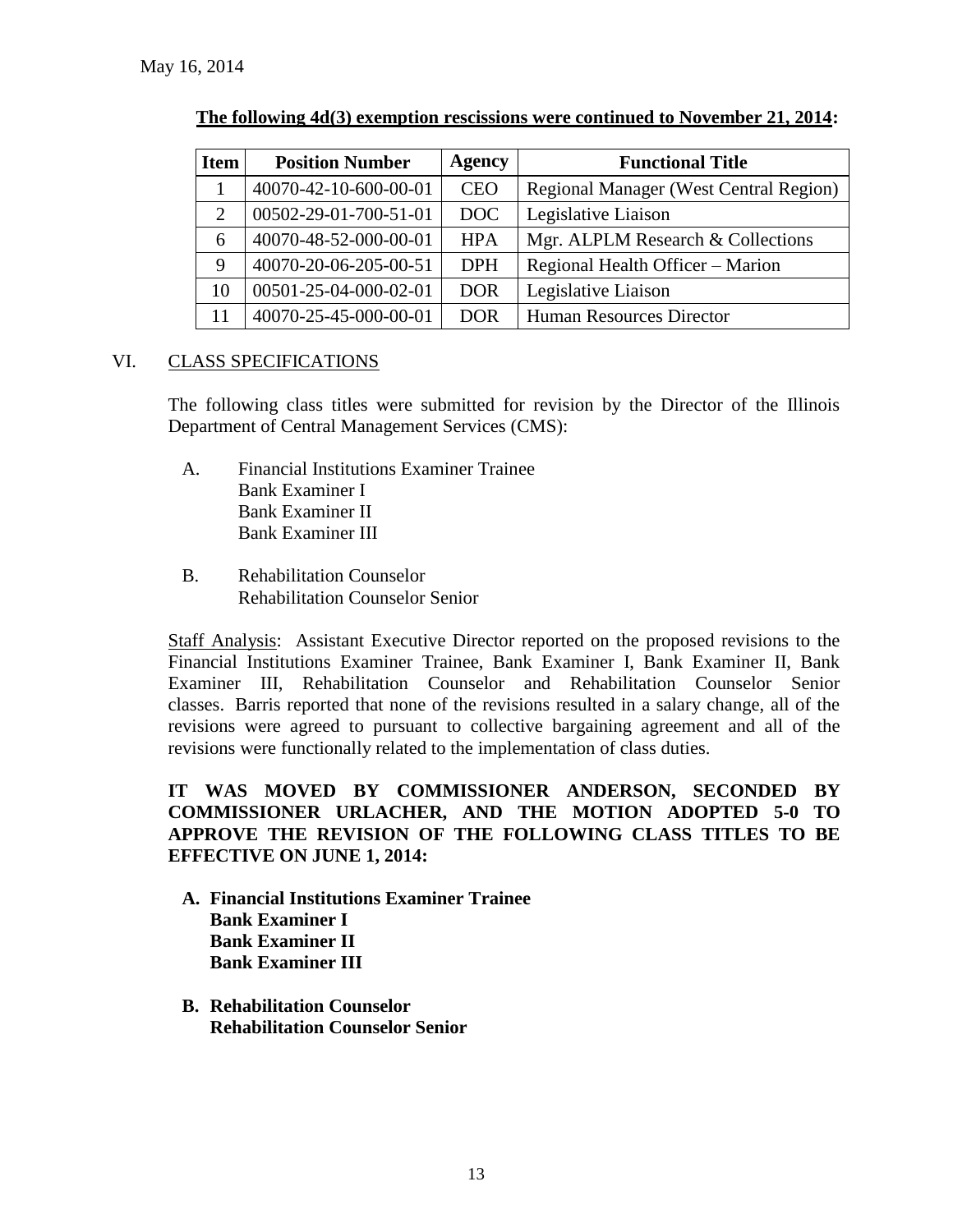May 16, 2014

**The following 4d(3) exemption rescissions were continued to November 21, 2014:**

| Item | Position Number | Agency | Functional Title |
|---|---|---|---|
| 1 | 40070-42-10-600-00-01 | CEO | Regional Manager (West Central Region) |
| 2 | 00502-29-01-700-51-01 | DOC | Legislative Liaison |
| 6 | 40070-48-52-000-00-01 | HPA | Mgr. ALPLM Research & Collections |
| 9 | 40070-20-06-205-00-51 | DPH | Regional Health Officer – Marion |
| 10 | 00501-25-04-000-02-01 | DOR | Legislative Liaison |
| 11 | 40070-25-45-000-00-01 | DOR | Human Resources Director |

## VI. CLASS SPECIFICATIONS

The following class titles were submitted for revision by the Director of the Illinois Department of Central Management Services (CMS):

A. Financial Institutions Examiner Trainee
   Bank Examiner I
   Bank Examiner II
   Bank Examiner III

B. Rehabilitation Counselor
   Rehabilitation Counselor Senior

Staff Analysis: Assistant Executive Director reported on the proposed revisions to the Financial Institutions Examiner Trainee, Bank Examiner I, Bank Examiner II, Bank Examiner III, Rehabilitation Counselor and Rehabilitation Counselor Senior classes. Barris reported that none of the revisions resulted in a salary change, all of the revisions were agreed to pursuant to collective bargaining agreement and all of the revisions were functionally related to the implementation of class duties.

**IT WAS MOVED BY COMMISSIONER ANDERSON, SECONDED BY COMMISSIONER URLACHER, AND THE MOTION ADOPTED 5-0 TO APPROVE THE REVISION OF THE FOLLOWING CLASS TITLES TO BE EFFECTIVE ON JUNE 1, 2014:**

**A. Financial Institutions Examiner Trainee**
   **Bank Examiner I**
   **Bank Examiner II**
   **Bank Examiner III**

**B. Rehabilitation Counselor**
   **Rehabilitation Counselor Senior**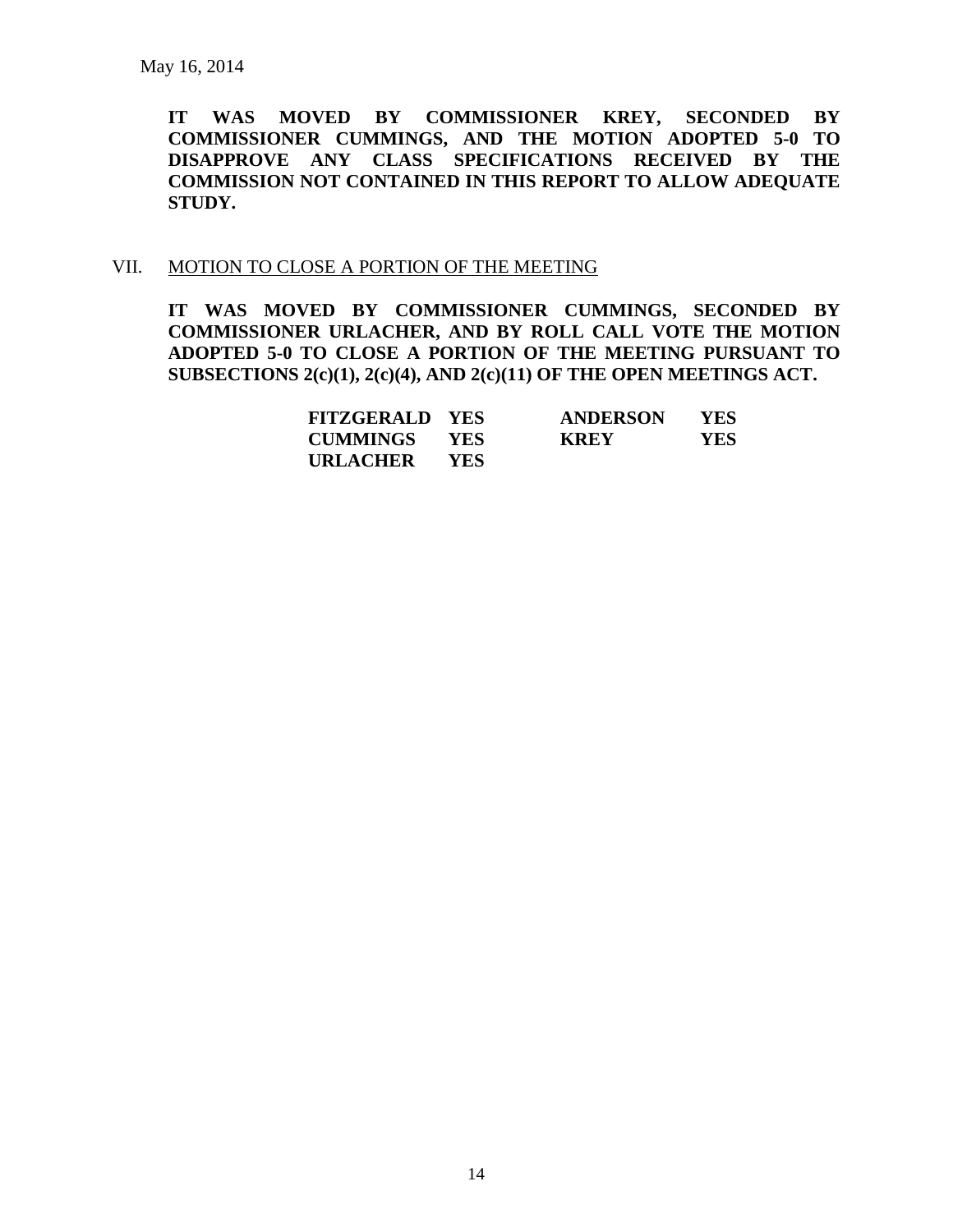**IT WAS MOVED BY COMMISSIONER KREY, SECONDED BY COMMISSIONER CUMMINGS, AND THE MOTION ADOPTED 5-0 TO DISAPPROVE ANY CLASS SPECIFICATIONS RECEIVED BY THE COMMISSION NOT CONTAINED IN THIS REPORT TO ALLOW ADEQUATE STUDY.**

## VII. MOTION TO CLOSE A PORTION OF THE MEETING

**IT WAS MOVED BY COMMISSIONER CUMMINGS, SECONDED BY COMMISSIONER URLACHER, AND BY ROLL CALL VOTE THE MOTION ADOPTED 5-0 TO CLOSE A PORTION OF THE MEETING PURSUANT TO SUBSECTIONS 2(c)(1), 2(c)(4), AND 2(c)(11) OF THE OPEN MEETINGS ACT.**

| | | | |
|---|---|---|---|
| **FITZGERALD** | **YES** | **ANDERSON** | **YES** |
| **CUMMINGS** | **YES** | **KREY** | **YES** |
| **URLACHER** | **YES** | | |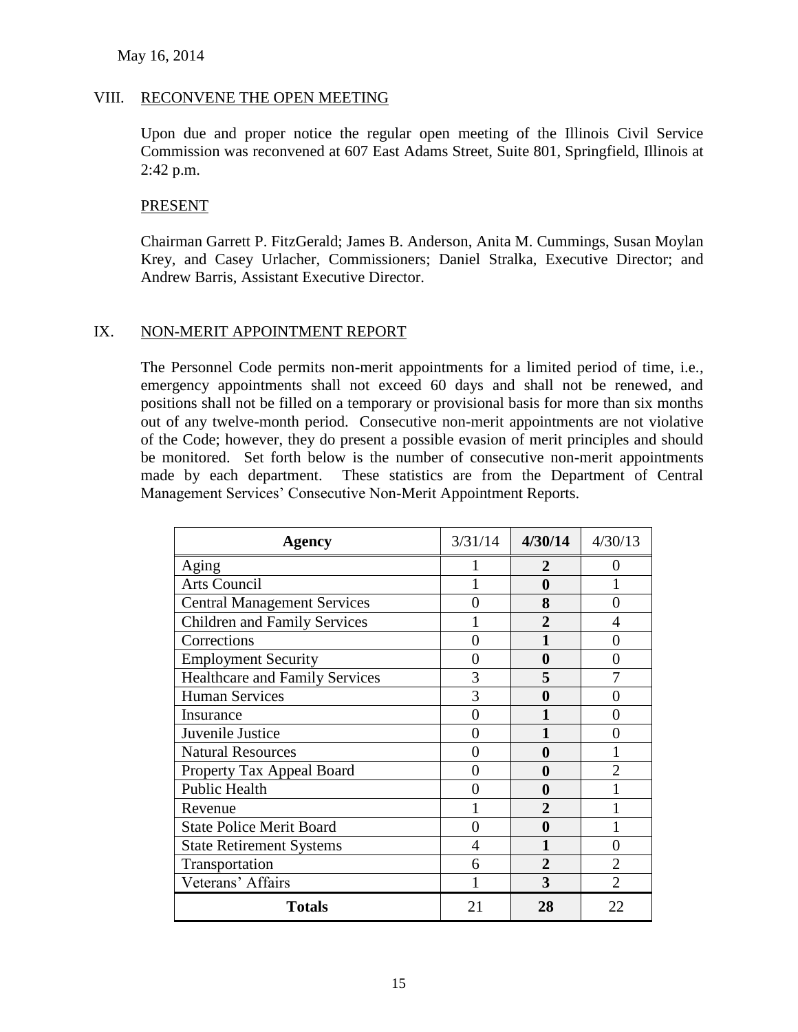May 16, 2014

## VIII. RECONVENE THE OPEN MEETING

Upon due and proper notice the regular open meeting of the Illinois Civil Service Commission was reconvened at 607 East Adams Street, Suite 801, Springfield, Illinois at 2:42 p.m.

### PRESENT

Chairman Garrett P. FitzGerald; James B. Anderson, Anita M. Cummings, Susan Moylan Krey, and Casey Urlacher, Commissioners; Daniel Stralka, Executive Director; and Andrew Barris, Assistant Executive Director.

## IX. NON-MERIT APPOINTMENT REPORT

The Personnel Code permits non-merit appointments for a limited period of time, i.e., emergency appointments shall not exceed 60 days and shall not be renewed, and positions shall not be filled on a temporary or provisional basis for more than six months out of any twelve-month period. Consecutive non-merit appointments are not violative of the Code; however, they do present a possible evasion of merit principles and should be monitored. Set forth below is the number of consecutive non-merit appointments made by each department. These statistics are from the Department of Central Management Services' Consecutive Non-Merit Appointment Reports.

| Agency | 3/31/14 | **4/30/14** | 4/30/13 |
|---|---|---|---|
| Aging | 1 | **2** | 0 |
| Arts Council | 1 | **0** | 1 |
| Central Management Services | 0 | **8** | 0 |
| Children and Family Services | 1 | **2** | 4 |
| Corrections | 0 | **1** | 0 |
| Employment Security | 0 | **0** | 0 |
| Healthcare and Family Services | 3 | **5** | 7 |
| Human Services | 3 | **0** | 0 |
| Insurance | 0 | **1** | 0 |
| Juvenile Justice | 0 | **1** | 0 |
| Natural Resources | 0 | **0** | 1 |
| Property Tax Appeal Board | 0 | **0** | 2 |
| Public Health | 0 | **0** | 1 |
| Revenue | 1 | **2** | 1 |
| State Police Merit Board | 0 | **0** | 1 |
| State Retirement Systems | 4 | **1** | 0 |
| Transportation | 6 | **2** | 2 |
| Veterans' Affairs | 1 | **3** | 2 |
| **Totals** | 21 | **28** | 22 |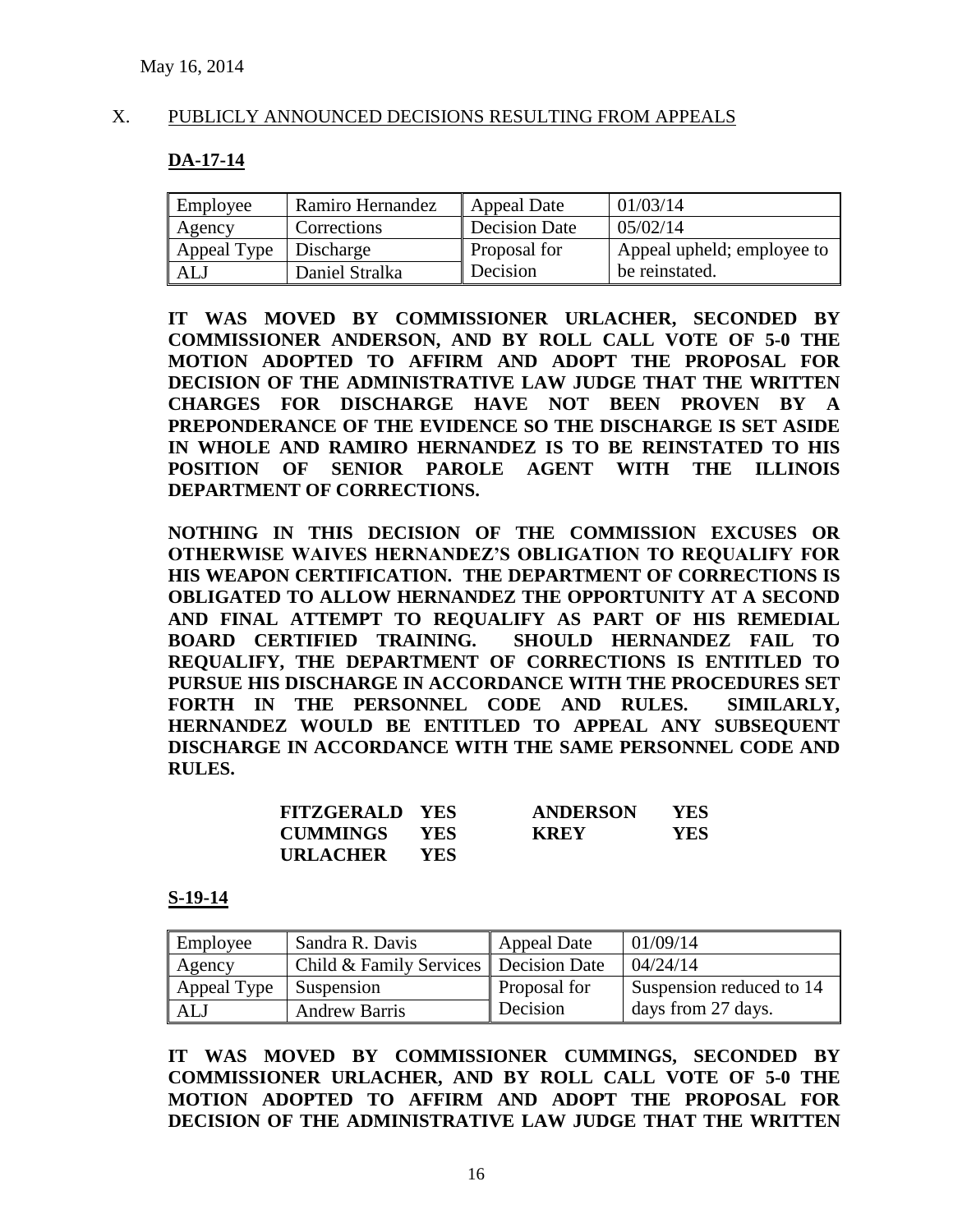May 16, 2014

## X. PUBLICLY ANNOUNCED DECISIONS RESULTING FROM APPEALS

### DA-17-14

| Employee | Ramiro Hernandez | Appeal Date | 01/03/14 |
|---|---|---|---|
| Agency | Corrections | Decision Date | 05/02/14 |
| Appeal Type | Discharge | Proposal for Decision | Appeal upheld; employee to be reinstated. |
| ALJ | Daniel Stralka | | |

**IT WAS MOVED BY COMMISSIONER URLACHER, SECONDED BY COMMISSIONER ANDERSON, AND BY ROLL CALL VOTE OF 5-0 THE MOTION ADOPTED TO AFFIRM AND ADOPT THE PROPOSAL FOR DECISION OF THE ADMINISTRATIVE LAW JUDGE THAT THE WRITTEN CHARGES FOR DISCHARGE HAVE NOT BEEN PROVEN BY A PREPONDERANCE OF THE EVIDENCE SO THE DISCHARGE IS SET ASIDE IN WHOLE AND RAMIRO HERNANDEZ IS TO BE REINSTATED TO HIS POSITION OF SENIOR PAROLE AGENT WITH THE ILLINOIS DEPARTMENT OF CORRECTIONS.**

**NOTHING IN THIS DECISION OF THE COMMISSION EXCUSES OR OTHERWISE WAIVES HERNANDEZ'S OBLIGATION TO REQUALIFY FOR HIS WEAPON CERTIFICATION. THE DEPARTMENT OF CORRECTIONS IS OBLIGATED TO ALLOW HERNANDEZ THE OPPORTUNITY AT A SECOND AND FINAL ATTEMPT TO REQUALIFY AS PART OF HIS REMEDIAL BOARD CERTIFIED TRAINING. SHOULD HERNANDEZ FAIL TO REQUALIFY, THE DEPARTMENT OF CORRECTIONS IS ENTITLED TO PURSUE HIS DISCHARGE IN ACCORDANCE WITH THE PROCEDURES SET FORTH IN THE PERSONNEL CODE AND RULES. SIMILARLY, HERNANDEZ WOULD BE ENTITLED TO APPEAL ANY SUBSEQUENT DISCHARGE IN ACCORDANCE WITH THE SAME PERSONNEL CODE AND RULES.**

| | | | |
|---|---|---|---|
| **FITZGERALD** | **YES** | **ANDERSON** | **YES** |
| **CUMMINGS** | **YES** | **KREY** | **YES** |
| **URLACHER** | **YES** | | |

### S-19-14

| Employee | Sandra R. Davis | Appeal Date | 01/09/14 |
|---|---|---|---|
| Agency | Child & Family Services | Decision Date | 04/24/14 |
| Appeal Type | Suspension | Proposal for Decision | Suspension reduced to 14 days from 27 days. |
| ALJ | Andrew Barris | | |

**IT WAS MOVED BY COMMISSIONER CUMMINGS, SECONDED BY COMMISSIONER URLACHER, AND BY ROLL CALL VOTE OF 5-0 THE MOTION ADOPTED TO AFFIRM AND ADOPT THE PROPOSAL FOR DECISION OF THE ADMINISTRATIVE LAW JUDGE THAT THE WRITTEN**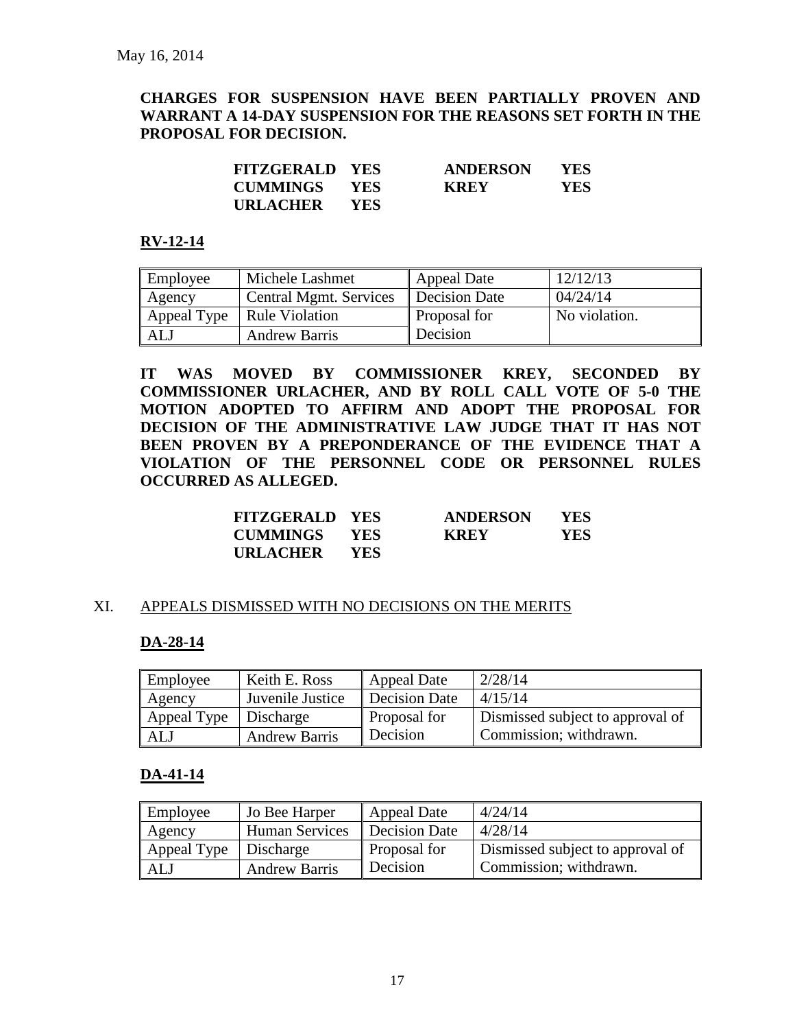**CHARGES FOR SUSPENSION HAVE BEEN PARTIALLY PROVEN AND WARRANT A 14-DAY SUSPENSION FOR THE REASONS SET FORTH IN THE PROPOSAL FOR DECISION.**

| | | | |
|---|---|---|---|
| **FITZGERALD** | **YES** | **ANDERSON** | **YES** |
| **CUMMINGS** | **YES** | **KREY** | **YES** |
| **URLACHER** | **YES** | | |

**RV-12-14**

| Employee | Michele Lashmet | Appeal Date | 12/12/13 |
|---|---|---|---|
| Agency | Central Mgmt. Services | Decision Date | 04/24/14 |
| Appeal Type | Rule Violation | Proposal for Decision | No violation. |
| ALJ | Andrew Barris | | |

**IT WAS MOVED BY COMMISSIONER KREY, SECONDED BY COMMISSIONER URLACHER, AND BY ROLL CALL VOTE OF 5-0 THE MOTION ADOPTED TO AFFIRM AND ADOPT THE PROPOSAL FOR DECISION OF THE ADMINISTRATIVE LAW JUDGE THAT IT HAS NOT BEEN PROVEN BY A PREPONDERANCE OF THE EVIDENCE THAT A VIOLATION OF THE PERSONNEL CODE OR PERSONNEL RULES OCCURRED AS ALLEGED.**

| | | | |
|---|---|---|---|
| **FITZGERALD** | **YES** | **ANDERSON** | **YES** |
| **CUMMINGS** | **YES** | **KREY** | **YES** |
| **URLACHER** | **YES** | | |

## XI. APPEALS DISMISSED WITH NO DECISIONS ON THE MERITS

**DA-28-14**

| Employee | Keith E. Ross | Appeal Date | 2/28/14 |
|---|---|---|---|
| Agency | Juvenile Justice | Decision Date | 4/15/14 |
| Appeal Type | Discharge | Proposal for Decision | Dismissed subject to approval of Commission; withdrawn. |
| ALJ | Andrew Barris | | |

**DA-41-14**

| Employee | Jo Bee Harper | Appeal Date | 4/24/14 |
|---|---|---|---|
| Agency | Human Services | Decision Date | 4/28/14 |
| Appeal Type | Discharge | Proposal for Decision | Dismissed subject to approval of Commission; withdrawn. |
| ALJ | Andrew Barris | | |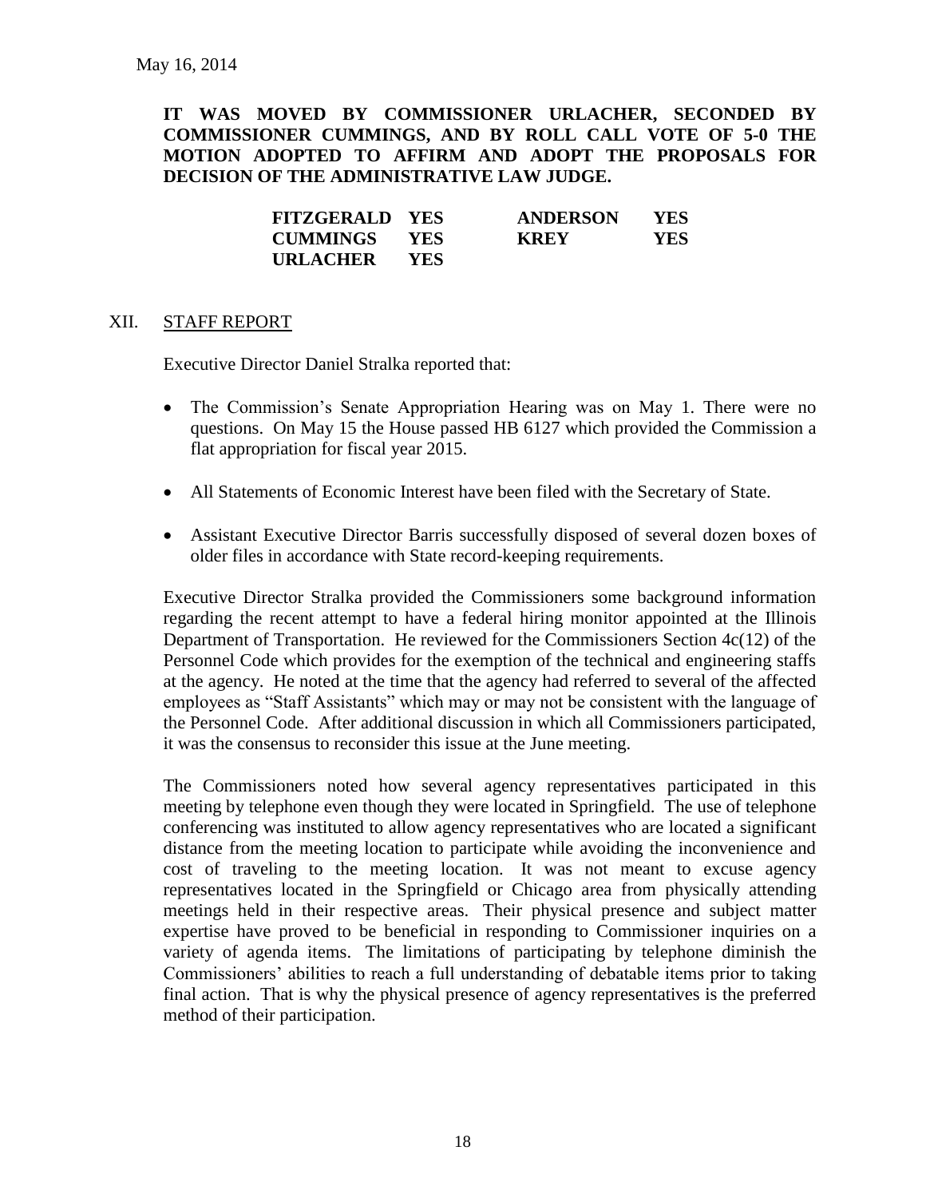May 16, 2014

**IT WAS MOVED BY COMMISSIONER URLACHER, SECONDED BY COMMISSIONER CUMMINGS, AND BY ROLL CALL VOTE OF 5-0 THE MOTION ADOPTED TO AFFIRM AND ADOPT THE PROPOSALS FOR DECISION OF THE ADMINISTRATIVE LAW JUDGE.**

| | | | |
|---|---|---|---|
| **FITZGERALD** | **YES** | **ANDERSON** | **YES** |
| **CUMMINGS** | **YES** | **KREY** | **YES** |
| **URLACHER** | **YES** | | |

## XII. STAFF REPORT

Executive Director Daniel Stralka reported that:

- The Commission's Senate Appropriation Hearing was on May 1. There were no questions. On May 15 the House passed HB 6127 which provided the Commission a flat appropriation for fiscal year 2015.
- All Statements of Economic Interest have been filed with the Secretary of State.
- Assistant Executive Director Barris successfully disposed of several dozen boxes of older files in accordance with State record-keeping requirements.

Executive Director Stralka provided the Commissioners some background information regarding the recent attempt to have a federal hiring monitor appointed at the Illinois Department of Transportation. He reviewed for the Commissioners Section 4c(12) of the Personnel Code which provides for the exemption of the technical and engineering staffs at the agency. He noted at the time that the agency had referred to several of the affected employees as "Staff Assistants" which may or may not be consistent with the language of the Personnel Code. After additional discussion in which all Commissioners participated, it was the consensus to reconsider this issue at the June meeting.

The Commissioners noted how several agency representatives participated in this meeting by telephone even though they were located in Springfield. The use of telephone conferencing was instituted to allow agency representatives who are located a significant distance from the meeting location to participate while avoiding the inconvenience and cost of traveling to the meeting location. It was not meant to excuse agency representatives located in the Springfield or Chicago area from physically attending meetings held in their respective areas. Their physical presence and subject matter expertise have proved to be beneficial in responding to Commissioner inquiries on a variety of agenda items. The limitations of participating by telephone diminish the Commissioners' abilities to reach a full understanding of debatable items prior to taking final action. That is why the physical presence of agency representatives is the preferred method of their participation.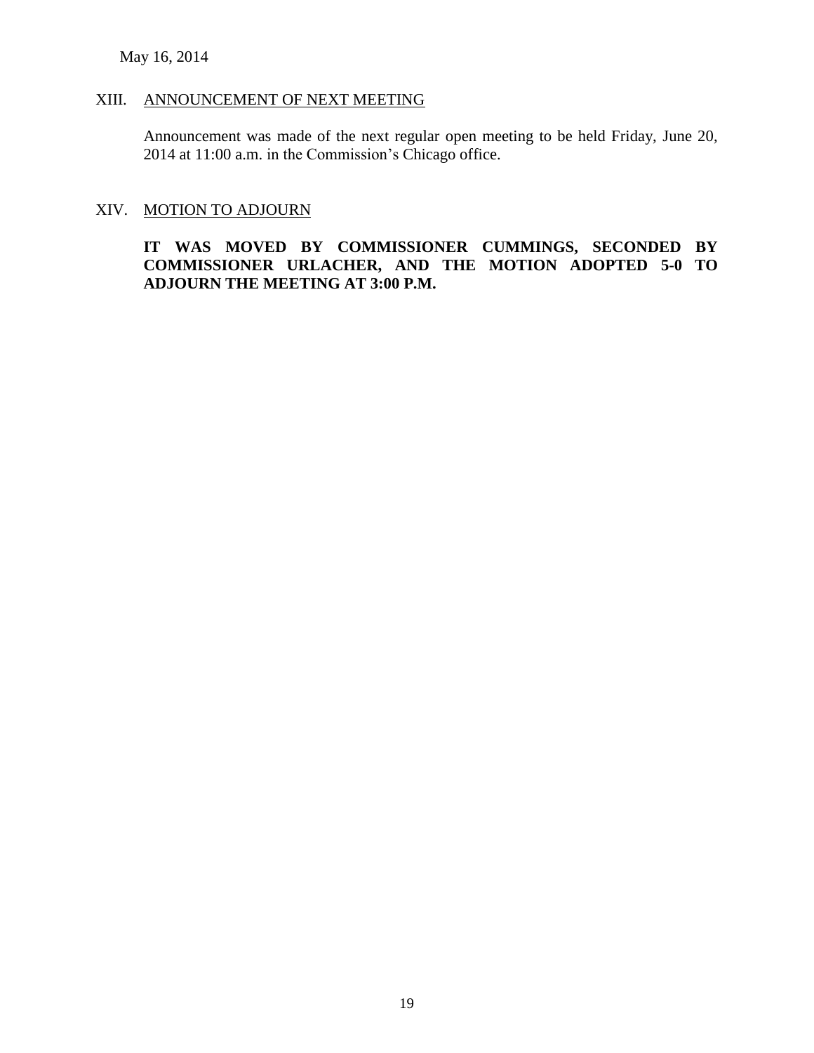## XIII. ANNOUNCEMENT OF NEXT MEETING

Announcement was made of the next regular open meeting to be held Friday, June 20, 2014 at 11:00 a.m. in the Commission's Chicago office.

## XIV. MOTION TO ADJOURN

**IT WAS MOVED BY COMMISSIONER CUMMINGS, SECONDED BY COMMISSIONER URLACHER, AND THE MOTION ADOPTED 5-0 TO ADJOURN THE MEETING AT 3:00 P.M.**